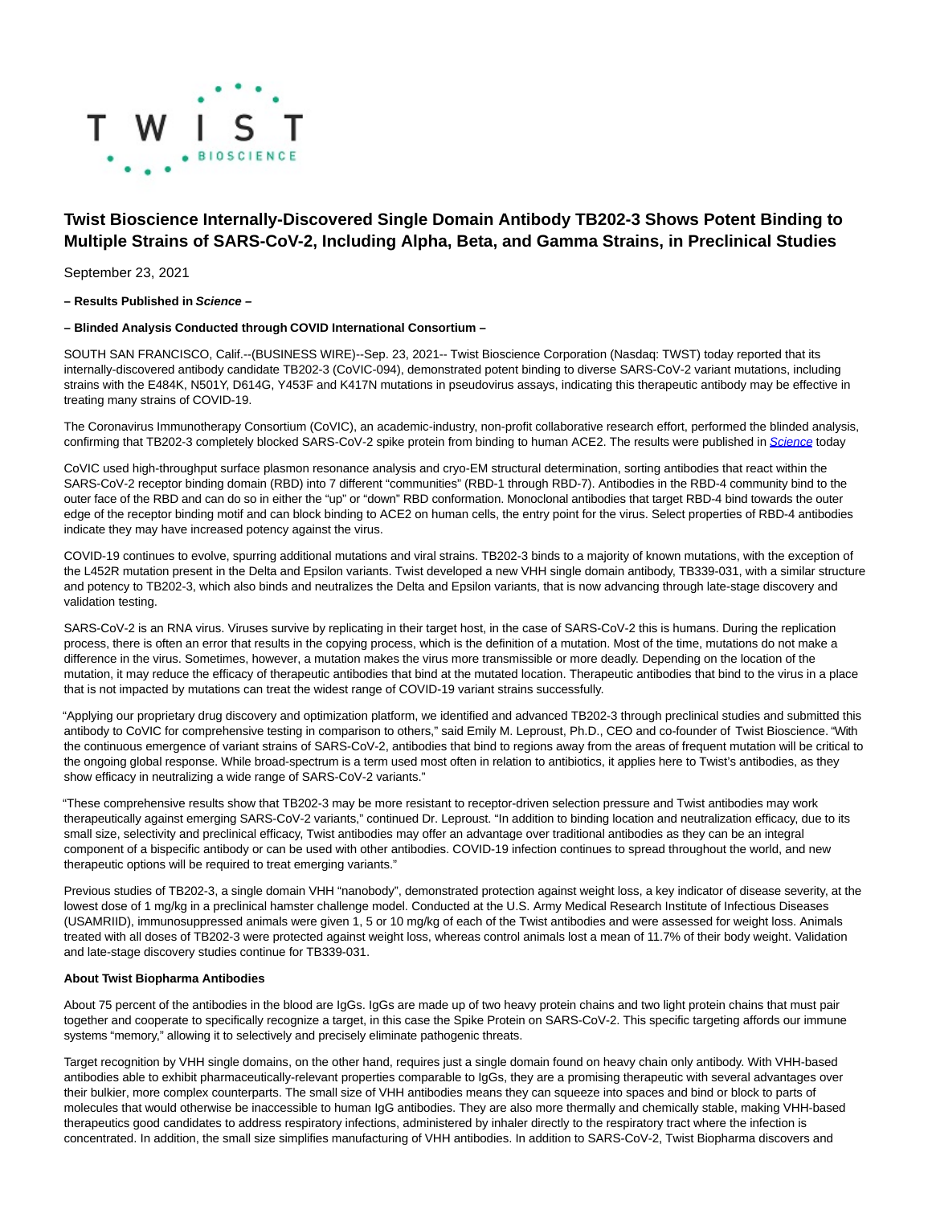# Twist Bioscience Internally-Discovered Single Domain Antibody TB202-3 Shows Potent Binding to Multiple Strains of SARS-CoV-2, Including Alpha, Beta, and Gamma Strains, in Preclinical Studies

September 23, 2021

**– Results Published in *Science* –**

**– Blinded Analysis Conducted through COVID International Consortium –**

SOUTH SAN FRANCISCO, Calif.--(BUSINESS WIRE)--Sep. 23, 2021-- Twist Bioscience Corporation (Nasdaq: TWST) today reported that its internally-discovered antibody candidate TB202-3 (CoVIC-094), demonstrated potent binding to diverse SARS-CoV-2 variant mutations, including strains with the E484K, N501Y, D614G, Y453F and K417N mutations in pseudovirus assays, indicating this therapeutic antibody may be effective in treating many strains of COVID-19.

The Coronavirus Immunotherapy Consortium (CoVIC), an academic-industry, non-profit collaborative research effort, performed the blinded analysis, confirming that TB202-3 completely blocked SARS-CoV-2 spike protein from binding to human ACE2. The results were published in *Science* today

CoVIC used high-throughput surface plasmon resonance analysis and cryo-EM structural determination, sorting antibodies that react within the SARS-CoV-2 receptor binding domain (RBD) into 7 different "communities" (RBD-1 through RBD-7). Antibodies in the RBD-4 community bind to the outer face of the RBD and can do so in either the "up" or "down" RBD conformation. Monoclonal antibodies that target RBD-4 bind towards the outer edge of the receptor binding motif and can block binding to ACE2 on human cells, the entry point for the virus. Select properties of RBD-4 antibodies indicate they may have increased potency against the virus.

COVID-19 continues to evolve, spurring additional mutations and viral strains. TB202-3 binds to a majority of known mutations, with the exception of the L452R mutation present in the Delta and Epsilon variants. Twist developed a new VHH single domain antibody, TB339-031, with a similar structure and potency to TB202-3, which also binds and neutralizes the Delta and Epsilon variants, that is now advancing through late-stage discovery and validation testing.

SARS-CoV-2 is an RNA virus. Viruses survive by replicating in their target host, in the case of SARS-CoV-2 this is humans. During the replication process, there is often an error that results in the copying process, which is the definition of a mutation. Most of the time, mutations do not make a difference in the virus. Sometimes, however, a mutation makes the virus more transmissible or more deadly. Depending on the location of the mutation, it may reduce the efficacy of therapeutic antibodies that bind at the mutated location. Therapeutic antibodies that bind to the virus in a place that is not impacted by mutations can treat the widest range of COVID-19 variant strains successfully.

"Applying our proprietary drug discovery and optimization platform, we identified and advanced TB202-3 through preclinical studies and submitted this antibody to CoVIC for comprehensive testing in comparison to others," said Emily M. Leproust, Ph.D., CEO and co-founder of Twist Bioscience. "With the continuous emergence of variant strains of SARS-CoV-2, antibodies that bind to regions away from the areas of frequent mutation will be critical to the ongoing global response. While broad-spectrum is a term used most often in relation to antibiotics, it applies here to Twist's antibodies, as they show efficacy in neutralizing a wide range of SARS-CoV-2 variants."

"These comprehensive results show that TB202-3 may be more resistant to receptor-driven selection pressure and Twist antibodies may work therapeutically against emerging SARS-CoV-2 variants," continued Dr. Leproust. "In addition to binding location and neutralization efficacy, due to its small size, selectivity and preclinical efficacy, Twist antibodies may offer an advantage over traditional antibodies as they can be an integral component of a bispecific antibody or can be used with other antibodies. COVID-19 infection continues to spread throughout the world, and new therapeutic options will be required to treat emerging variants."

Previous studies of TB202-3, a single domain VHH "nanobody", demonstrated protection against weight loss, a key indicator of disease severity, at the lowest dose of 1 mg/kg in a preclinical hamster challenge model. Conducted at the U.S. Army Medical Research Institute of Infectious Diseases (USAMRIID), immunosuppressed animals were given 1, 5 or 10 mg/kg of each of the Twist antibodies and were assessed for weight loss. Animals treated with all doses of TB202-3 were protected against weight loss, whereas control animals lost a mean of 11.7% of their body weight. Validation and late-stage discovery studies continue for TB339-031.

**About Twist Biopharma Antibodies**

About 75 percent of the antibodies in the blood are IgGs. IgGs are made up of two heavy protein chains and two light protein chains that must pair together and cooperate to specifically recognize a target, in this case the Spike Protein on SARS-CoV-2. This specific targeting affords our immune systems "memory," allowing it to selectively and precisely eliminate pathogenic threats.

Target recognition by VHH single domains, on the other hand, requires just a single domain found on heavy chain only antibody. With VHH-based antibodies able to exhibit pharmaceutically-relevant properties comparable to IgGs, they are a promising therapeutic with several advantages over their bulkier, more complex counterparts. The small size of VHH antibodies means they can squeeze into spaces and bind or block to parts of molecules that would otherwise be inaccessible to human IgG antibodies. They are also more thermally and chemically stable, making VHH-based therapeutics good candidates to address respiratory infections, administered by inhaler directly to the respiratory tract where the infection is concentrated. In addition, the small size simplifies manufacturing of VHH antibodies. In addition to SARS-CoV-2, Twist Biopharma discovers and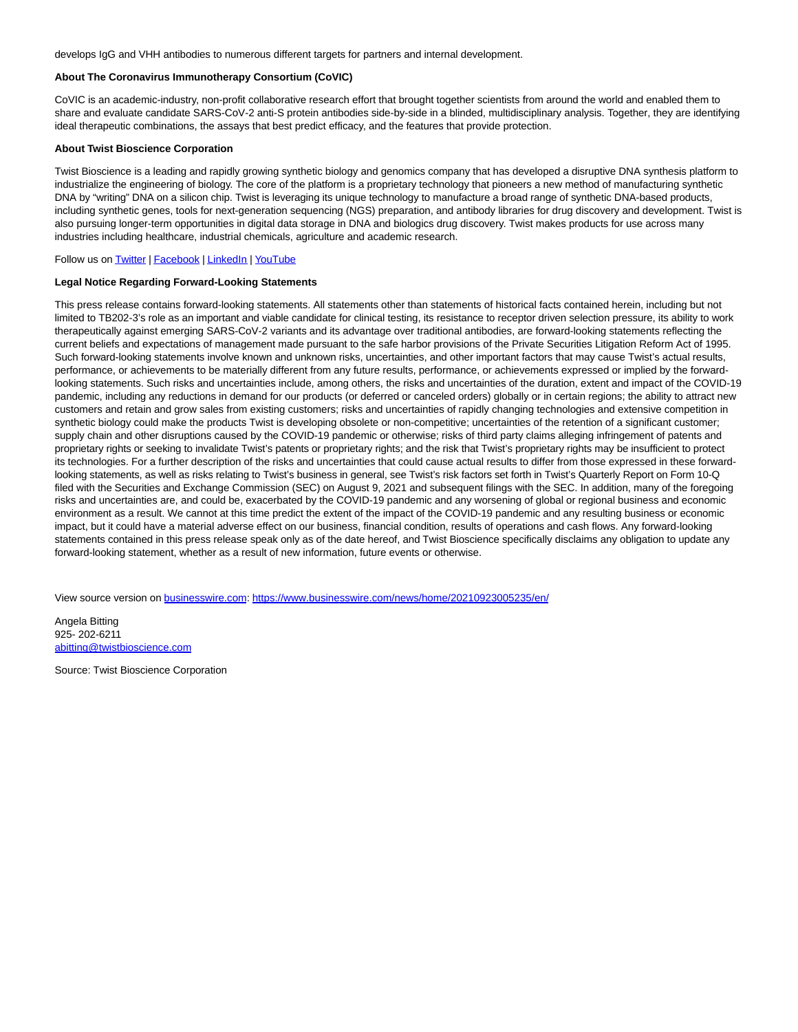develops IgG and VHH antibodies to numerous different targets for partners and internal development.

**About The Coronavirus Immunotherapy Consortium (CoVIC)**

CoVIC is an academic-industry, non-profit collaborative research effort that brought together scientists from around the world and enabled them to share and evaluate candidate SARS-CoV-2 anti-S protein antibodies side-by-side in a blinded, multidisciplinary analysis. Together, they are identifying ideal therapeutic combinations, the assays that best predict efficacy, and the features that provide protection.

**About Twist Bioscience Corporation**

Twist Bioscience is a leading and rapidly growing synthetic biology and genomics company that has developed a disruptive DNA synthesis platform to industrialize the engineering of biology. The core of the platform is a proprietary technology that pioneers a new method of manufacturing synthetic DNA by "writing" DNA on a silicon chip. Twist is leveraging its unique technology to manufacture a broad range of synthetic DNA-based products, including synthetic genes, tools for next-generation sequencing (NGS) preparation, and antibody libraries for drug discovery and development. Twist is also pursuing longer-term opportunities in digital data storage in DNA and biologics drug discovery. Twist makes products for use across many industries including healthcare, industrial chemicals, agriculture and academic research.

Follow us on Twitter | Facebook | LinkedIn | YouTube

**Legal Notice Regarding Forward-Looking Statements**

This press release contains forward-looking statements. All statements other than statements of historical facts contained herein, including but not limited to TB202-3's role as an important and viable candidate for clinical testing, its resistance to receptor driven selection pressure, its ability to work therapeutically against emerging SARS-CoV-2 variants and its advantage over traditional antibodies, are forward-looking statements reflecting the current beliefs and expectations of management made pursuant to the safe harbor provisions of the Private Securities Litigation Reform Act of 1995. Such forward-looking statements involve known and unknown risks, uncertainties, and other important factors that may cause Twist's actual results, performance, or achievements to be materially different from any future results, performance, or achievements expressed or implied by the forward-looking statements. Such risks and uncertainties include, among others, the risks and uncertainties of the duration, extent and impact of the COVID-19 pandemic, including any reductions in demand for our products (or deferred or canceled orders) globally or in certain regions; the ability to attract new customers and retain and grow sales from existing customers; risks and uncertainties of rapidly changing technologies and extensive competition in synthetic biology could make the products Twist is developing obsolete or non-competitive; uncertainties of the retention of a significant customer; supply chain and other disruptions caused by the COVID-19 pandemic or otherwise; risks of third party claims alleging infringement of patents and proprietary rights or seeking to invalidate Twist's patents or proprietary rights; and the risk that Twist's proprietary rights may be insufficient to protect its technologies. For a further description of the risks and uncertainties that could cause actual results to differ from those expressed in these forward-looking statements, as well as risks relating to Twist's business in general, see Twist's risk factors set forth in Twist's Quarterly Report on Form 10-Q filed with the Securities and Exchange Commission (SEC) on August 9, 2021 and subsequent filings with the SEC. In addition, many of the foregoing risks and uncertainties are, and could be, exacerbated by the COVID-19 pandemic and any worsening of global or regional business and economic environment as a result. We cannot at this time predict the extent of the impact of the COVID-19 pandemic and any resulting business or economic impact, but it could have a material adverse effect on our business, financial condition, results of operations and cash flows. Any forward-looking statements contained in this press release speak only as of the date hereof, and Twist Bioscience specifically disclaims any obligation to update any forward-looking statement, whether as a result of new information, future events or otherwise.

View source version on businesswire.com: https://www.businesswire.com/news/home/20210923005235/en/

Angela Bitting
925- 202-6211
abitting@twistbioscience.com

Source: Twist Bioscience Corporation